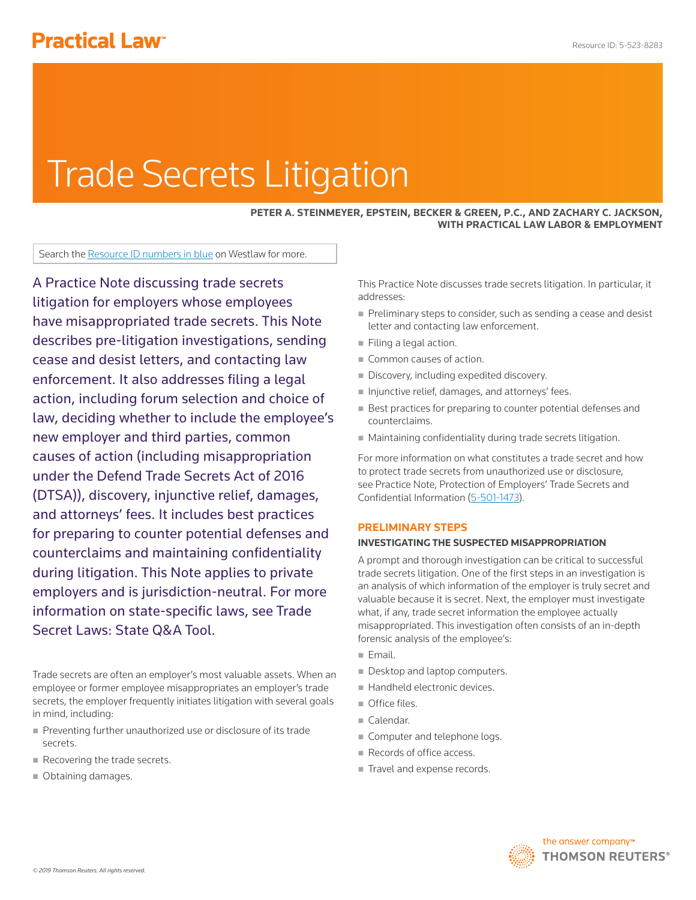# Trade Secrets Litigation

**PETER A. STEINMEYER, EPSTEIN, BECKER & GREEN, P.C., AND ZACHARY C. JACKSON, WITH PRACTICAL LAW LABOR & EMPLOYMENT**

Search the Resource ID numbers in blue on Westlaw for more.

A Practice Note discussing trade secrets litigation for employers whose employees have misappropriated trade secrets. This Note describes pre-litigation investigations, sending cease and desist letters, and contacting law enforcement. It also addresses filing a legal action, including forum selection and choice of law, deciding whether to include the employee's new employer and third parties, common causes of action (including misappropriation under the Defend Trade Secrets Act of 2016 (DTSA)), discovery, injunctive relief, damages, and attorneys' fees. It includes best practices for preparing to counter potential defenses and counterclaims and maintaining confidentiality during litigation. This Note applies to private employers and is jurisdiction-neutral. For more information on state-specific laws, see Trade Secret Laws: State Q&A Tool.

Trade secrets are often an employer's most valuable assets. When an employee or former employee misappropriates an employer's trade secrets, the employer frequently initiates litigation with several goals in mind, including:

- Preventing further unauthorized use or disclosure of its trade secrets.
- Recovering the trade secrets.
- Obtaining damages.

This Practice Note discusses trade secrets litigation. In particular, it addresses:

- Preliminary steps to consider, such as sending a cease and desist letter and contacting law enforcement.
- Filing a legal action.
- Common causes of action.
- Discovery, including expedited discovery.
- Injunctive relief, damages, and attorneys' fees.
- Best practices for preparing to counter potential defenses and counterclaims.
- Maintaining confidentiality during trade secrets litigation.

For more information on what constitutes a trade secret and how to protect trade secrets from unauthorized use or disclosure, see Practice Note, Protection of Employers' Trade Secrets and Confidential Information (5-501-1473).

## PRELIMINARY STEPS

### INVESTIGATING THE SUSPECTED MISAPPROPRIATION

A prompt and thorough investigation can be critical to successful trade secrets litigation. One of the first steps in an investigation is an analysis of which information of the employer is truly secret and valuable because it is secret. Next, the employer must investigate what, if any, trade secret information the employee actually misappropriated. This investigation often consists of an in-depth forensic analysis of the employee's:

- Email.
- Desktop and laptop computers.
- Handheld electronic devices.
- Office files.
- Calendar.
- Computer and telephone logs.
- Records of office access.
- Travel and expense records.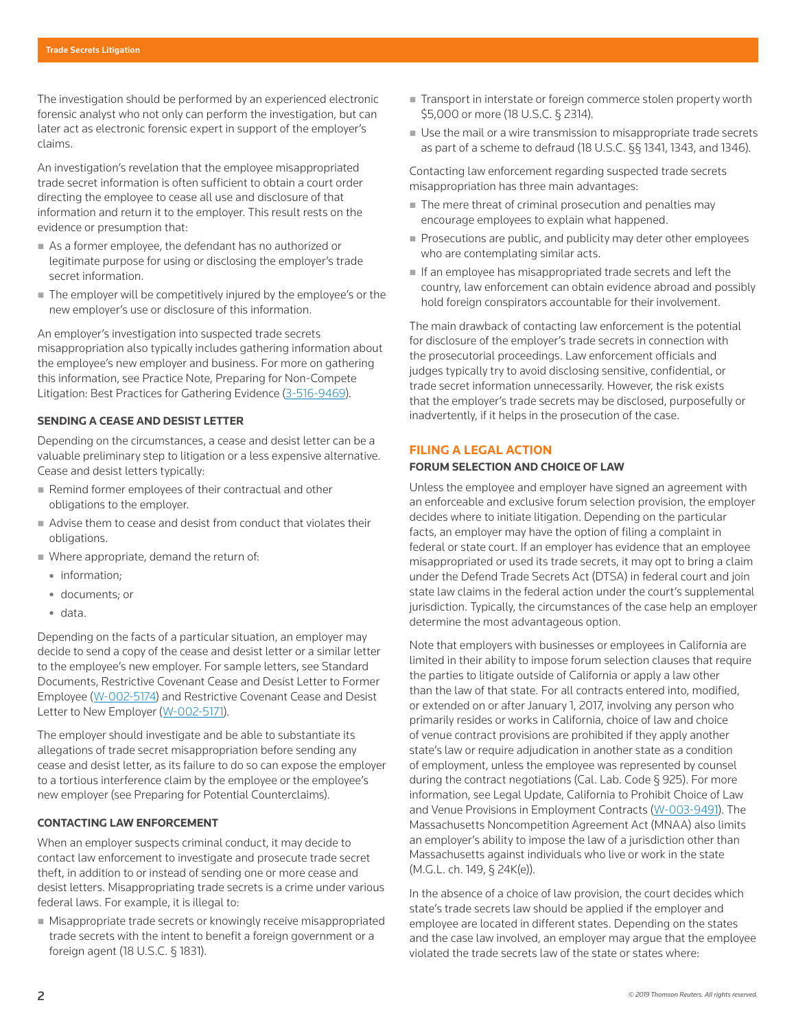The investigation should be performed by an experienced electronic forensic analyst who not only can perform the investigation, but can later act as electronic forensic expert in support of the employer's claims.

An investigation's revelation that the employee misappropriated trade secret information is often sufficient to obtain a court order directing the employee to cease all use and disclosure of that information and return it to the employer. This result rests on the evidence or presumption that:

- As a former employee, the defendant has no authorized or legitimate purpose for using or disclosing the employer's trade secret information.
- The employer will be competitively injured by the employee's or the new employer's use or disclosure of this information.

An employer's investigation into suspected trade secrets misappropriation also typically includes gathering information about the employee's new employer and business. For more on gathering this information, see Practice Note, Preparing for Non-Compete Litigation: Best Practices for Gathering Evidence (3-516-9469).

### SENDING A CEASE AND DESIST LETTER

Depending on the circumstances, a cease and desist letter can be a valuable preliminary step to litigation or a less expensive alternative. Cease and desist letters typically:

- Remind former employees of their contractual and other obligations to the employer.
- Advise them to cease and desist from conduct that violates their obligations.
- Where appropriate, demand the return of:
  - information;
  - documents; or
  - data.

Depending on the facts of a particular situation, an employer may decide to send a copy of the cease and desist letter or a similar letter to the employee's new employer. For sample letters, see Standard Documents, Restrictive Covenant Cease and Desist Letter to Former Employee (W-002-5174) and Restrictive Covenant Cease and Desist Letter to New Employer (W-002-5171).

The employer should investigate and be able to substantiate its allegations of trade secret misappropriation before sending any cease and desist letter, as its failure to do so can expose the employer to a tortious interference claim by the employee or the employee's new employer (see Preparing for Potential Counterclaims).

### CONTACTING LAW ENFORCEMENT

When an employer suspects criminal conduct, it may decide to contact law enforcement to investigate and prosecute trade secret theft, in addition to or instead of sending one or more cease and desist letters. Misappropriating trade secrets is a crime under various federal laws. For example, it is illegal to:

- Misappropriate trade secrets or knowingly receive misappropriated trade secrets with the intent to benefit a foreign government or a foreign agent (18 U.S.C. § 1831).
- Transport in interstate or foreign commerce stolen property worth $5,000 or more (18 U.S.C. § 2314).
- Use the mail or a wire transmission to misappropriate trade secrets as part of a scheme to defraud (18 U.S.C. §§ 1341, 1343, and 1346).

Contacting law enforcement regarding suspected trade secrets misappropriation has three main advantages:

- The mere threat of criminal prosecution and penalties may encourage employees to explain what happened.
- Prosecutions are public, and publicity may deter other employees who are contemplating similar acts.
- If an employee has misappropriated trade secrets and left the country, law enforcement can obtain evidence abroad and possibly hold foreign conspirators accountable for their involvement.

The main drawback of contacting law enforcement is the potential for disclosure of the employer's trade secrets in connection with the prosecutorial proceedings. Law enforcement officials and judges typically try to avoid disclosing sensitive, confidential, or trade secret information unnecessarily. However, the risk exists that the employer's trade secrets may be disclosed, purposefully or inadvertently, if it helps in the prosecution of the case.

## FILING A LEGAL ACTION

### FORUM SELECTION AND CHOICE OF LAW

Unless the employee and employer have signed an agreement with an enforceable and exclusive forum selection provision, the employer decides where to initiate litigation. Depending on the particular facts, an employer may have the option of filing a complaint in federal or state court. If an employer has evidence that an employee misappropriated or used its trade secrets, it may opt to bring a claim under the Defend Trade Secrets Act (DTSA) in federal court and join state law claims in the federal action under the court's supplemental jurisdiction. Typically, the circumstances of the case help an employer determine the most advantageous option.

Note that employers with businesses or employees in California are limited in their ability to impose forum selection clauses that require the parties to litigate outside of California or apply a law other than the law of that state. For all contracts entered into, modified, or extended on or after January 1, 2017, involving any person who primarily resides or works in California, choice of law and choice of venue contract provisions are prohibited if they apply another state's law or require adjudication in another state as a condition of employment, unless the employee was represented by counsel during the contract negotiations (Cal. Lab. Code § 925). For more information, see Legal Update, California to Prohibit Choice of Law and Venue Provisions in Employment Contracts (W-003-9491). The Massachusetts Noncompetition Agreement Act (MNAA) also limits an employer's ability to impose the law of a jurisdiction other than Massachusetts against individuals who live or work in the state (M.G.L. ch. 149, § 24K(e)).

In the absence of a choice of law provision, the court decides which state's trade secrets law should be applied if the employer and employee are located in different states. Depending on the states and the case law involved, an employer may argue that the employee violated the trade secrets law of the state or states where: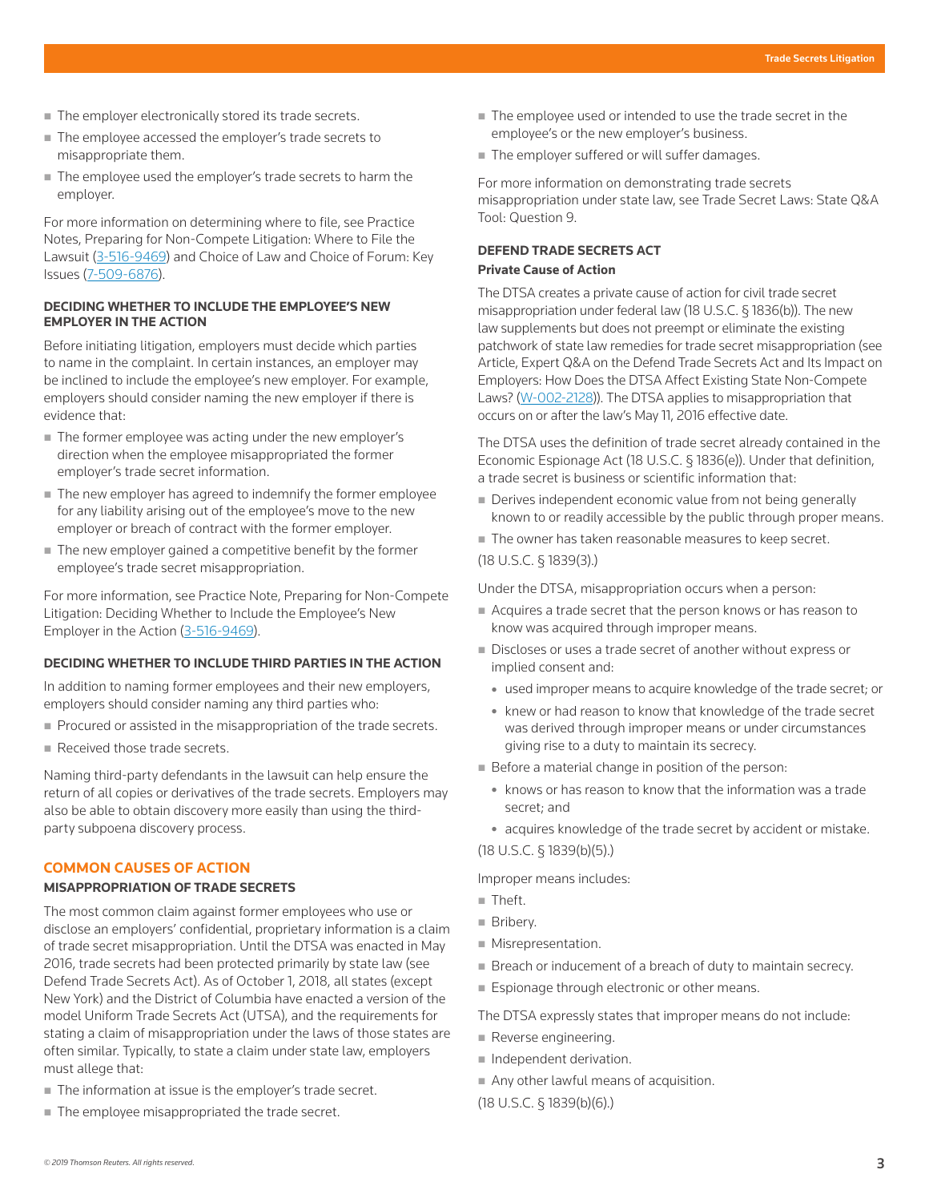- The employer electronically stored its trade secrets.
- The employee accessed the employer's trade secrets to misappropriate them.
- The employee used the employer's trade secrets to harm the employer.

For more information on determining where to file, see Practice Notes, Preparing for Non-Compete Litigation: Where to File the Lawsuit (3-516-9469) and Choice of Law and Choice of Forum: Key Issues (7-509-6876).

### DECIDING WHETHER TO INCLUDE THE EMPLOYEE'S NEW EMPLOYER IN THE ACTION

Before initiating litigation, employers must decide which parties to name in the complaint. In certain instances, an employer may be inclined to include the employee's new employer. For example, employers should consider naming the new employer if there is evidence that:

- The former employee was acting under the new employer's direction when the employee misappropriated the former employer's trade secret information.
- The new employer has agreed to indemnify the former employee for any liability arising out of the employee's move to the new employer or breach of contract with the former employer.
- The new employer gained a competitive benefit by the former employee's trade secret misappropriation.

For more information, see Practice Note, Preparing for Non-Compete Litigation: Deciding Whether to Include the Employee's New Employer in the Action (3-516-9469).

### DECIDING WHETHER TO INCLUDE THIRD PARTIES IN THE ACTION

In addition to naming former employees and their new employers, employers should consider naming any third parties who:

- Procured or assisted in the misappropriation of the trade secrets.
- Received those trade secrets.

Naming third-party defendants in the lawsuit can help ensure the return of all copies or derivatives of the trade secrets. Employers may also be able to obtain discovery more easily than using the third-party subpoena discovery process.

## COMMON CAUSES OF ACTION

### MISAPPROPRIATION OF TRADE SECRETS

The most common claim against former employees who use or disclose an employers' confidential, proprietary information is a claim of trade secret misappropriation. Until the DTSA was enacted in May 2016, trade secrets had been protected primarily by state law (see Defend Trade Secrets Act). As of October 1, 2018, all states (except New York) and the District of Columbia have enacted a version of the model Uniform Trade Secrets Act (UTSA), and the requirements for stating a claim of misappropriation under the laws of those states are often similar. Typically, to state a claim under state law, employers must allege that:

- The information at issue is the employer's trade secret.
- The employee misappropriated the trade secret.
- The employee used or intended to use the trade secret in the employee's or the new employer's business.
- The employer suffered or will suffer damages.

For more information on demonstrating trade secrets misappropriation under state law, see Trade Secret Laws: State Q&A Tool: Question 9.

### DEFEND TRADE SECRETS ACT

#### Private Cause of Action

The DTSA creates a private cause of action for civil trade secret misappropriation under federal law (18 U.S.C. § 1836(b)). The new law supplements but does not preempt or eliminate the existing patchwork of state law remedies for trade secret misappropriation (see Article, Expert Q&A on the Defend Trade Secrets Act and Its Impact on Employers: How Does the DTSA Affect Existing State Non-Compete Laws? (W-002-2128)). The DTSA applies to misappropriation that occurs on or after the law's May 11, 2016 effective date.

The DTSA uses the definition of trade secret already contained in the Economic Espionage Act (18 U.S.C. § 1836(e)). Under that definition, a trade secret is business or scientific information that:

- Derives independent economic value from not being generally known to or readily accessible by the public through proper means.
- The owner has taken reasonable measures to keep secret.

(18 U.S.C. § 1839(3).)

Under the DTSA, misappropriation occurs when a person:

- Acquires a trade secret that the person knows or has reason to know was acquired through improper means.
- Discloses or uses a trade secret of another without express or implied consent and:
  - used improper means to acquire knowledge of the trade secret; or
  - knew or had reason to know that knowledge of the trade secret was derived through improper means or under circumstances giving rise to a duty to maintain its secrecy.
- Before a material change in position of the person:
  - knows or has reason to know that the information was a trade secret; and
  - acquires knowledge of the trade secret by accident or mistake.

(18 U.S.C. § 1839(b)(5).)

Improper means includes:

- Theft.
- Bribery.
- Misrepresentation.
- Breach or inducement of a breach of duty to maintain secrecy.
- Espionage through electronic or other means.

The DTSA expressly states that improper means do not include:

- Reverse engineering.
- Independent derivation.
- Any other lawful means of acquisition.

(18 U.S.C. § 1839(b)(6).)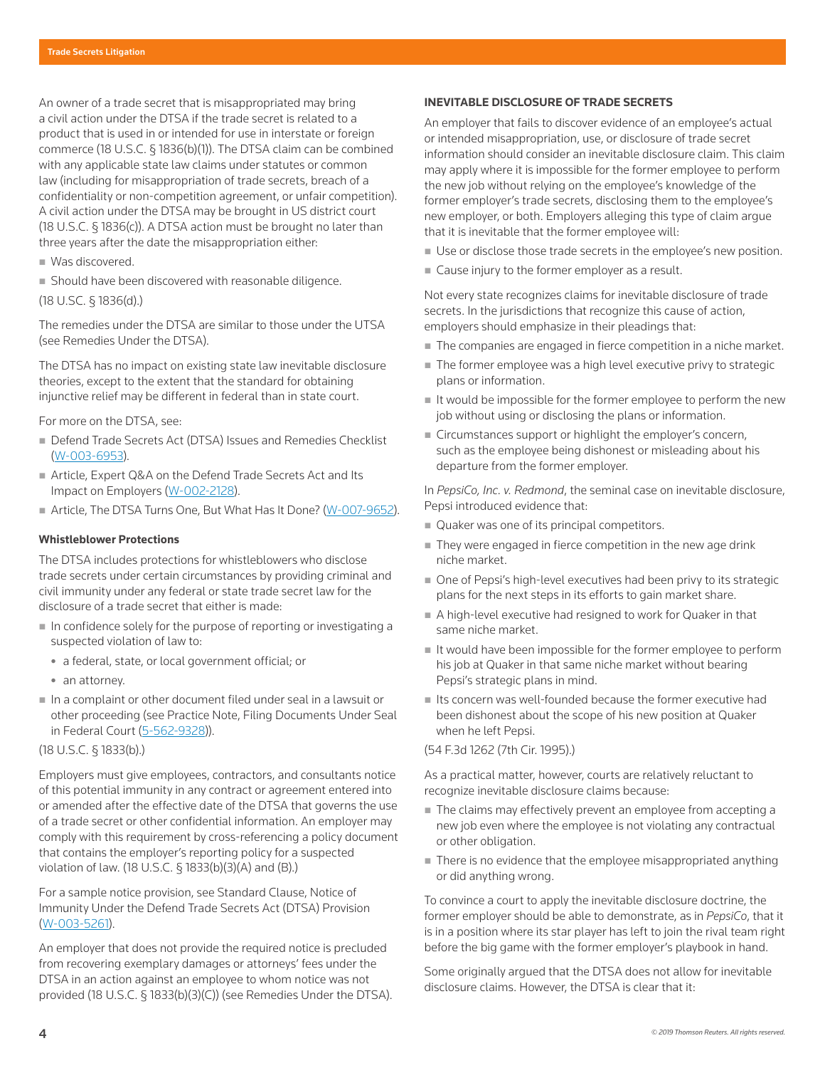An owner of a trade secret that is misappropriated may bring a civil action under the DTSA if the trade secret is related to a product that is used in or intended for use in interstate or foreign commerce (18 U.S.C. § 1836(b)(1)). The DTSA claim can be combined with any applicable state law claims under statutes or common law (including for misappropriation of trade secrets, breach of a confidentiality or non-competition agreement, or unfair competition). A civil action under the DTSA may be brought in US district court (18 U.S.C. § 1836(c)). A DTSA action must be brought no later than three years after the date the misappropriation either:

- Was discovered.
- Should have been discovered with reasonable diligence.

(18 U.SC. § 1836(d).)

The remedies under the DTSA are similar to those under the UTSA (see Remedies Under the DTSA).

The DTSA has no impact on existing state law inevitable disclosure theories, except to the extent that the standard for obtaining injunctive relief may be different in federal than in state court.

For more on the DTSA, see:

- Defend Trade Secrets Act (DTSA) Issues and Remedies Checklist (W-003-6953).
- Article, Expert Q&A on the Defend Trade Secrets Act and Its Impact on Employers (W-002-2128).
- Article, The DTSA Turns One, But What Has It Done? (W-007-9652).

#### Whistleblower Protections

The DTSA includes protections for whistleblowers who disclose trade secrets under certain circumstances by providing criminal and civil immunity under any federal or state trade secret law for the disclosure of a trade secret that either is made:

- In confidence solely for the purpose of reporting or investigating a suspected violation of law to:
  - a federal, state, or local government official; or
  - an attorney.
- In a complaint or other document filed under seal in a lawsuit or other proceeding (see Practice Note, Filing Documents Under Seal in Federal Court (5-562-9328)).

(18 U.S.C. § 1833(b).)

Employers must give employees, contractors, and consultants notice of this potential immunity in any contract or agreement entered into or amended after the effective date of the DTSA that governs the use of a trade secret or other confidential information. An employer may comply with this requirement by cross-referencing a policy document that contains the employer's reporting policy for a suspected violation of law. (18 U.S.C. § 1833(b)(3)(A) and (B).)

For a sample notice provision, see Standard Clause, Notice of Immunity Under the Defend Trade Secrets Act (DTSA) Provision (W-003-5261).

An employer that does not provide the required notice is precluded from recovering exemplary damages or attorneys' fees under the DTSA in an action against an employee to whom notice was not provided (18 U.S.C. § 1833(b)(3)(C)) (see Remedies Under the DTSA).

### INEVITABLE DISCLOSURE OF TRADE SECRETS

An employer that fails to discover evidence of an employee's actual or intended misappropriation, use, or disclosure of trade secret information should consider an inevitable disclosure claim. This claim may apply where it is impossible for the former employee to perform the new job without relying on the employee's knowledge of the former employer's trade secrets, disclosing them to the employee's new employer, or both. Employers alleging this type of claim argue that it is inevitable that the former employee will:

- Use or disclose those trade secrets in the employee's new position.
- Cause injury to the former employer as a result.

Not every state recognizes claims for inevitable disclosure of trade secrets. In the jurisdictions that recognize this cause of action, employers should emphasize in their pleadings that:

- The companies are engaged in fierce competition in a niche market.
- The former employee was a high level executive privy to strategic plans or information.
- It would be impossible for the former employee to perform the new job without using or disclosing the plans or information.
- Circumstances support or highlight the employer's concern, such as the employee being dishonest or misleading about his departure from the former employer.

In *PepsiCo, Inc. v. Redmond*, the seminal case on inevitable disclosure, Pepsi introduced evidence that:

- Quaker was one of its principal competitors.
- They were engaged in fierce competition in the new age drink niche market.
- One of Pepsi's high-level executives had been privy to its strategic plans for the next steps in its efforts to gain market share.
- A high-level executive had resigned to work for Quaker in that same niche market.
- It would have been impossible for the former employee to perform his job at Quaker in that same niche market without bearing Pepsi's strategic plans in mind.
- Its concern was well-founded because the former executive had been dishonest about the scope of his new position at Quaker when he left Pepsi.

(54 F.3d 1262 (7th Cir. 1995).)

As a practical matter, however, courts are relatively reluctant to recognize inevitable disclosure claims because:

- The claims may effectively prevent an employee from accepting a new job even where the employee is not violating any contractual or other obligation.
- There is no evidence that the employee misappropriated anything or did anything wrong.

To convince a court to apply the inevitable disclosure doctrine, the former employer should be able to demonstrate, as in *PepsiCo*, that it is in a position where its star player has left to join the rival team right before the big game with the former employer's playbook in hand.

Some originally argued that the DTSA does not allow for inevitable disclosure claims. However, the DTSA is clear that it: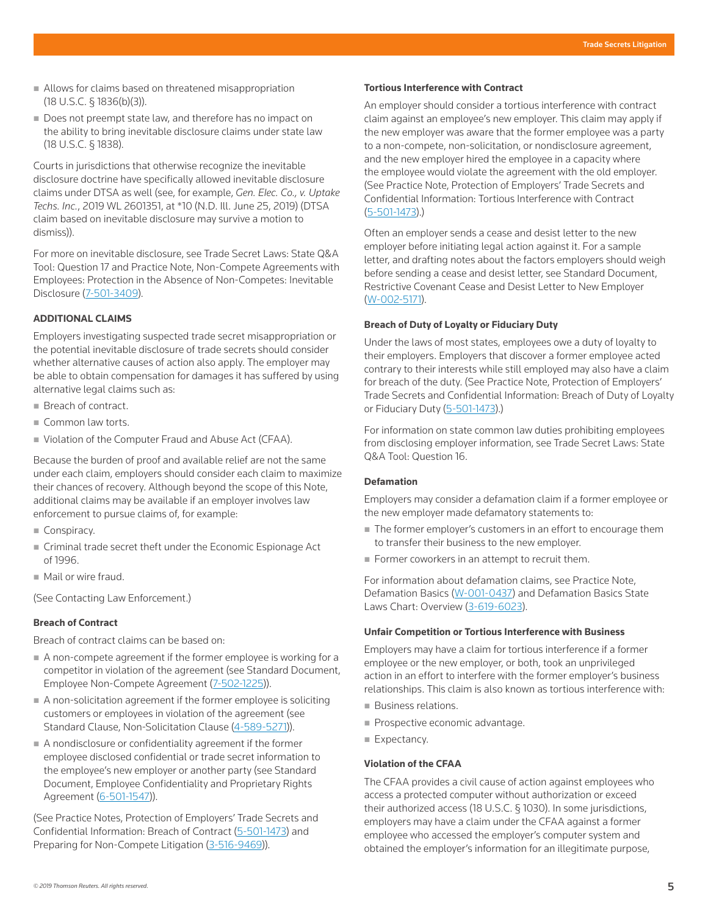- Allows for claims based on threatened misappropriation (18 U.S.C. § 1836(b)(3)).
- Does not preempt state law, and therefore has no impact on the ability to bring inevitable disclosure claims under state law (18 U.S.C. § 1838).

Courts in jurisdictions that otherwise recognize the inevitable disclosure doctrine have specifically allowed inevitable disclosure claims under DTSA as well (see, for example, *Gen. Elec. Co., v. Uptake Techs. Inc.*, 2019 WL 2601351, at *10 (N.D. Ill. June 25, 2019) (DTSA claim based on inevitable disclosure may survive a motion to dismiss)).

For more on inevitable disclosure, see Trade Secret Laws: State Q&A Tool: Question 17 and Practice Note, Non-Compete Agreements with Employees: Protection in the Absence of Non-Competes: Inevitable Disclosure (7-501-3409).

## ADDITIONAL CLAIMS

Employers investigating suspected trade secret misappropriation or the potential inevitable disclosure of trade secrets should consider whether alternative causes of action also apply. The employer may be able to obtain compensation for damages it has suffered by using alternative legal claims such as:

- Breach of contract.
- Common law torts.
- Violation of the Computer Fraud and Abuse Act (CFAA).

Because the burden of proof and available relief are not the same under each claim, employers should consider each claim to maximize their chances of recovery. Although beyond the scope of this Note, additional claims may be available if an employer involves law enforcement to pursue claims of, for example:

- Conspiracy.
- Criminal trade secret theft under the Economic Espionage Act of 1996.
- Mail or wire fraud.

(See Contacting Law Enforcement.)

### Breach of Contract

Breach of contract claims can be based on:

- A non-compete agreement if the former employee is working for a competitor in violation of the agreement (see Standard Document, Employee Non-Compete Agreement (7-502-1225)).
- A non-solicitation agreement if the former employee is soliciting customers or employees in violation of the agreement (see Standard Clause, Non-Solicitation Clause (4-589-5271)).
- A nondisclosure or confidentiality agreement if the former employee disclosed confidential or trade secret information to the employee's new employer or another party (see Standard Document, Employee Confidentiality and Proprietary Rights Agreement (6-501-1547)).

(See Practice Notes, Protection of Employers' Trade Secrets and Confidential Information: Breach of Contract (5-501-1473) and Preparing for Non-Compete Litigation (3-516-9469)).

### Tortious Interference with Contract

An employer should consider a tortious interference with contract claim against an employee's new employer. This claim may apply if the new employer was aware that the former employee was a party to a non-compete, non-solicitation, or nondisclosure agreement, and the new employer hired the employee in a capacity where the employee would violate the agreement with the old employer. (See Practice Note, Protection of Employers' Trade Secrets and Confidential Information: Tortious Interference with Contract (5-501-1473).)

Often an employer sends a cease and desist letter to the new employer before initiating legal action against it. For a sample letter, and drafting notes about the factors employers should weigh before sending a cease and desist letter, see Standard Document, Restrictive Covenant Cease and Desist Letter to New Employer (W-002-5171).

### Breach of Duty of Loyalty or Fiduciary Duty

Under the laws of most states, employees owe a duty of loyalty to their employers. Employers that discover a former employee acted contrary to their interests while still employed may also have a claim for breach of the duty. (See Practice Note, Protection of Employers' Trade Secrets and Confidential Information: Breach of Duty of Loyalty or Fiduciary Duty (5-501-1473).)

For information on state common law duties prohibiting employees from disclosing employer information, see Trade Secret Laws: State Q&A Tool: Question 16.

### Defamation

Employers may consider a defamation claim if a former employee or the new employer made defamatory statements to:

- The former employer's customers in an effort to encourage them to transfer their business to the new employer.
- Former coworkers in an attempt to recruit them.

For information about defamation claims, see Practice Note, Defamation Basics (W-001-0437) and Defamation Basics State Laws Chart: Overview (3-619-6023).

### Unfair Competition or Tortious Interference with Business

Employers may have a claim for tortious interference if a former employee or the new employer, or both, took an unprivileged action in an effort to interfere with the former employer's business relationships. This claim is also known as tortious interference with:

- Business relations.
- Prospective economic advantage.
- Expectancy.

### Violation of the CFAA

The CFAA provides a civil cause of action against employees who access a protected computer without authorization or exceed their authorized access (18 U.S.C. § 1030). In some jurisdictions, employers may have a claim under the CFAA against a former employee who accessed the employer's computer system and obtained the employer's information for an illegitimate purpose,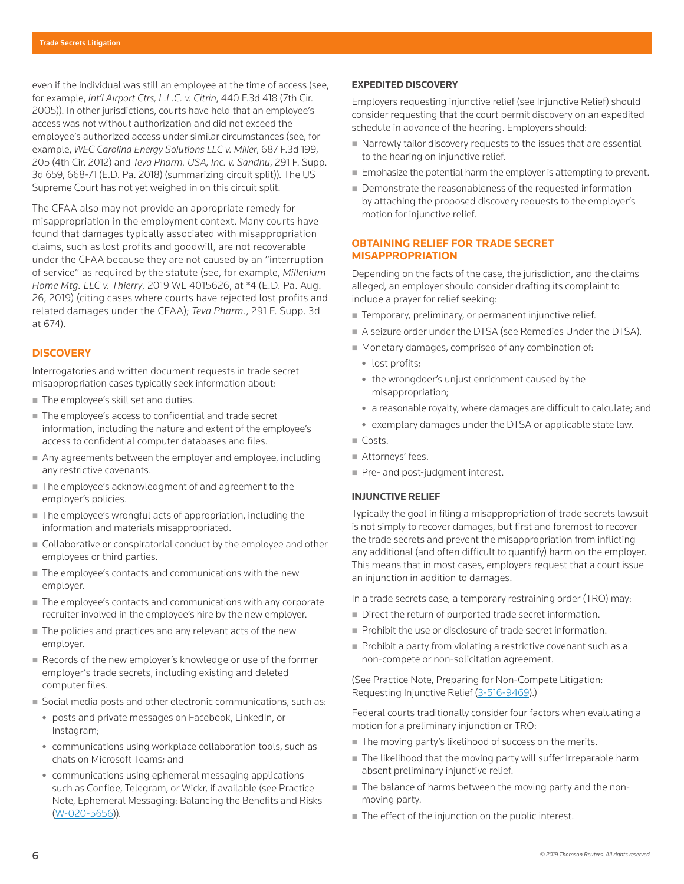even if the individual was still an employee at the time of access (see, for example, *Int'l Airport Ctrs, L.L.C. v. Citrin*, 440 F.3d 418 (7th Cir. 2005)). In other jurisdictions, courts have held that an employee's access was not without authorization and did not exceed the employee's authorized access under similar circumstances (see, for example, *WEC Carolina Energy Solutions LLC v. Miller*, 687 F.3d 199, 205 (4th Cir. 2012) and *Teva Pharm. USA, Inc. v. Sandhu*, 291 F. Supp. 3d 659, 668-71 (E.D. Pa. 2018) (summarizing circuit split)). The US Supreme Court has not yet weighed in on this circuit split.

The CFAA also may not provide an appropriate remedy for misappropriation in the employment context. Many courts have found that damages typically associated with misappropriation claims, such as lost profits and goodwill, are not recoverable under the CFAA because they are not caused by an "interruption of service" as required by the statute (see, for example, *Millenium Home Mtg. LLC v. Thierry*, 2019 WL 4015626, at *4 (E.D. Pa. Aug. 26, 2019) (citing cases where courts have rejected lost profits and related damages under the CFAA); *Teva Pharm.*, 291 F. Supp. 3d at 674).

## DISCOVERY

Interrogatories and written document requests in trade secret misappropriation cases typically seek information about:

- The employee's skill set and duties.
- The employee's access to confidential and trade secret information, including the nature and extent of the employee's access to confidential computer databases and files.
- Any agreements between the employer and employee, including any restrictive covenants.
- The employee's acknowledgment of and agreement to the employer's policies.
- The employee's wrongful acts of appropriation, including the information and materials misappropriated.
- Collaborative or conspiratorial conduct by the employee and other employees or third parties.
- The employee's contacts and communications with the new employer.
- The employee's contacts and communications with any corporate recruiter involved in the employee's hire by the new employer.
- The policies and practices and any relevant acts of the new employer.
- Records of the new employer's knowledge or use of the former employer's trade secrets, including existing and deleted computer files.
- Social media posts and other electronic communications, such as:
  - posts and private messages on Facebook, LinkedIn, or Instagram;
  - communications using workplace collaboration tools, such as chats on Microsoft Teams; and
  - communications using ephemeral messaging applications such as Confide, Telegram, or Wickr, if available (see Practice Note, Ephemeral Messaging: Balancing the Benefits and Risks (W-020-5656)).

### EXPEDITED DISCOVERY

Employers requesting injunctive relief (see Injunctive Relief) should consider requesting that the court permit discovery on an expedited schedule in advance of the hearing. Employers should:

- Narrowly tailor discovery requests to the issues that are essential to the hearing on injunctive relief.
- Emphasize the potential harm the employer is attempting to prevent.
- Demonstrate the reasonableness of the requested information by attaching the proposed discovery requests to the employer's motion for injunctive relief.

## OBTAINING RELIEF FOR TRADE SECRET MISAPPROPRIATION

Depending on the facts of the case, the jurisdiction, and the claims alleged, an employer should consider drafting its complaint to include a prayer for relief seeking:

- Temporary, preliminary, or permanent injunctive relief.
- A seizure order under the DTSA (see Remedies Under the DTSA).
- Monetary damages, comprised of any combination of:
  - lost profits;
  - the wrongdoer's unjust enrichment caused by the misappropriation;
  - a reasonable royalty, where damages are difficult to calculate; and
  - exemplary damages under the DTSA or applicable state law.
- Costs.
- Attorneys' fees.
- Pre- and post-judgment interest.

### INJUNCTIVE RELIEF

Typically the goal in filing a misappropriation of trade secrets lawsuit is not simply to recover damages, but first and foremost to recover the trade secrets and prevent the misappropriation from inflicting any additional (and often difficult to quantify) harm on the employer. This means that in most cases, employers request that a court issue an injunction in addition to damages.

In a trade secrets case, a temporary restraining order (TRO) may:

- Direct the return of purported trade secret information.
- Prohibit the use or disclosure of trade secret information.
- Prohibit a party from violating a restrictive covenant such as a non-compete or non-solicitation agreement.

(See Practice Note, Preparing for Non-Compete Litigation: Requesting Injunctive Relief (3-516-9469).)

Federal courts traditionally consider four factors when evaluating a motion for a preliminary injunction or TRO:

- The moving party's likelihood of success on the merits.
- The likelihood that the moving party will suffer irreparable harm absent preliminary injunctive relief.
- The balance of harms between the moving party and the non-moving party.
- The effect of the injunction on the public interest.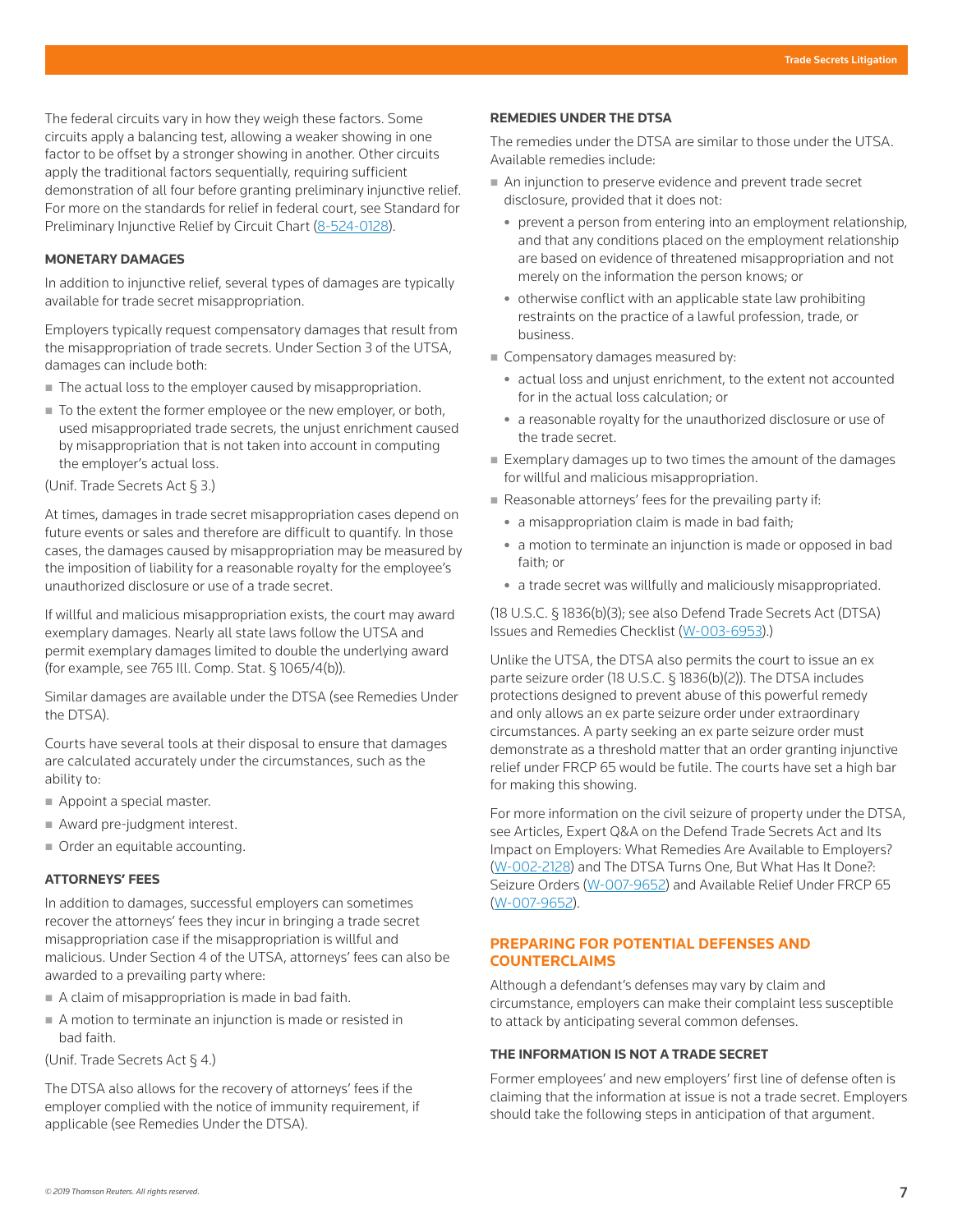The federal circuits vary in how they weigh these factors. Some circuits apply a balancing test, allowing a weaker showing in one factor to be offset by a stronger showing in another. Other circuits apply the traditional factors sequentially, requiring sufficient demonstration of all four before granting preliminary injunctive relief. For more on the standards for relief in federal court, see Standard for Preliminary Injunctive Relief by Circuit Chart (8-524-0128).

### MONETARY DAMAGES

In addition to injunctive relief, several types of damages are typically available for trade secret misappropriation.

Employers typically request compensatory damages that result from the misappropriation of trade secrets. Under Section 3 of the UTSA, damages can include both:

- The actual loss to the employer caused by misappropriation.
- To the extent the former employee or the new employer, or both, used misappropriated trade secrets, the unjust enrichment caused by misappropriation that is not taken into account in computing the employer's actual loss.

(Unif. Trade Secrets Act § 3.)

At times, damages in trade secret misappropriation cases depend on future events or sales and therefore are difficult to quantify. In those cases, the damages caused by misappropriation may be measured by the imposition of liability for a reasonable royalty for the employee's unauthorized disclosure or use of a trade secret.

If willful and malicious misappropriation exists, the court may award exemplary damages. Nearly all state laws follow the UTSA and permit exemplary damages limited to double the underlying award (for example, see 765 Ill. Comp. Stat. § 1065/4(b)).

Similar damages are available under the DTSA (see Remedies Under the DTSA).

Courts have several tools at their disposal to ensure that damages are calculated accurately under the circumstances, such as the ability to:

- Appoint a special master.
- Award pre-judgment interest.
- Order an equitable accounting.

### ATTORNEYS' FEES

In addition to damages, successful employers can sometimes recover the attorneys' fees they incur in bringing a trade secret misappropriation case if the misappropriation is willful and malicious. Under Section 4 of the UTSA, attorneys' fees can also be awarded to a prevailing party where:

- A claim of misappropriation is made in bad faith.
- A motion to terminate an injunction is made or resisted in bad faith.

(Unif. Trade Secrets Act § 4.)

The DTSA also allows for the recovery of attorneys' fees if the employer complied with the notice of immunity requirement, if applicable (see Remedies Under the DTSA).

### REMEDIES UNDER THE DTSA

The remedies under the DTSA are similar to those under the UTSA. Available remedies include:

- An injunction to preserve evidence and prevent trade secret disclosure, provided that it does not:
  - prevent a person from entering into an employment relationship, and that any conditions placed on the employment relationship are based on evidence of threatened misappropriation and not merely on the information the person knows; or
  - otherwise conflict with an applicable state law prohibiting restraints on the practice of a lawful profession, trade, or business.
- Compensatory damages measured by:
  - actual loss and unjust enrichment, to the extent not accounted for in the actual loss calculation; or
  - a reasonable royalty for the unauthorized disclosure or use of the trade secret.
- Exemplary damages up to two times the amount of the damages for willful and malicious misappropriation.
- Reasonable attorneys' fees for the prevailing party if:
  - a misappropriation claim is made in bad faith;
  - a motion to terminate an injunction is made or opposed in bad faith; or
  - a trade secret was willfully and maliciously misappropriated.

(18 U.S.C. § 1836(b)(3); see also Defend Trade Secrets Act (DTSA) Issues and Remedies Checklist (W-003-6953).)

Unlike the UTSA, the DTSA also permits the court to issue an ex parte seizure order (18 U.S.C. § 1836(b)(2)). The DTSA includes protections designed to prevent abuse of this powerful remedy and only allows an ex parte seizure order under extraordinary circumstances. A party seeking an ex parte seizure order must demonstrate as a threshold matter that an order granting injunctive relief under FRCP 65 would be futile. The courts have set a high bar for making this showing.

For more information on the civil seizure of property under the DTSA, see Articles, Expert Q&A on the Defend Trade Secrets Act and Its Impact on Employers: What Remedies Are Available to Employers? (W-002-2128) and The DTSA Turns One, But What Has It Done?: Seizure Orders (W-007-9652) and Available Relief Under FRCP 65 (W-007-9652).

## PREPARING FOR POTENTIAL DEFENSES AND COUNTERCLAIMS

Although a defendant's defenses may vary by claim and circumstance, employers can make their complaint less susceptible to attack by anticipating several common defenses.

### THE INFORMATION IS NOT A TRADE SECRET

Former employees' and new employers' first line of defense often is claiming that the information at issue is not a trade secret. Employers should take the following steps in anticipation of that argument.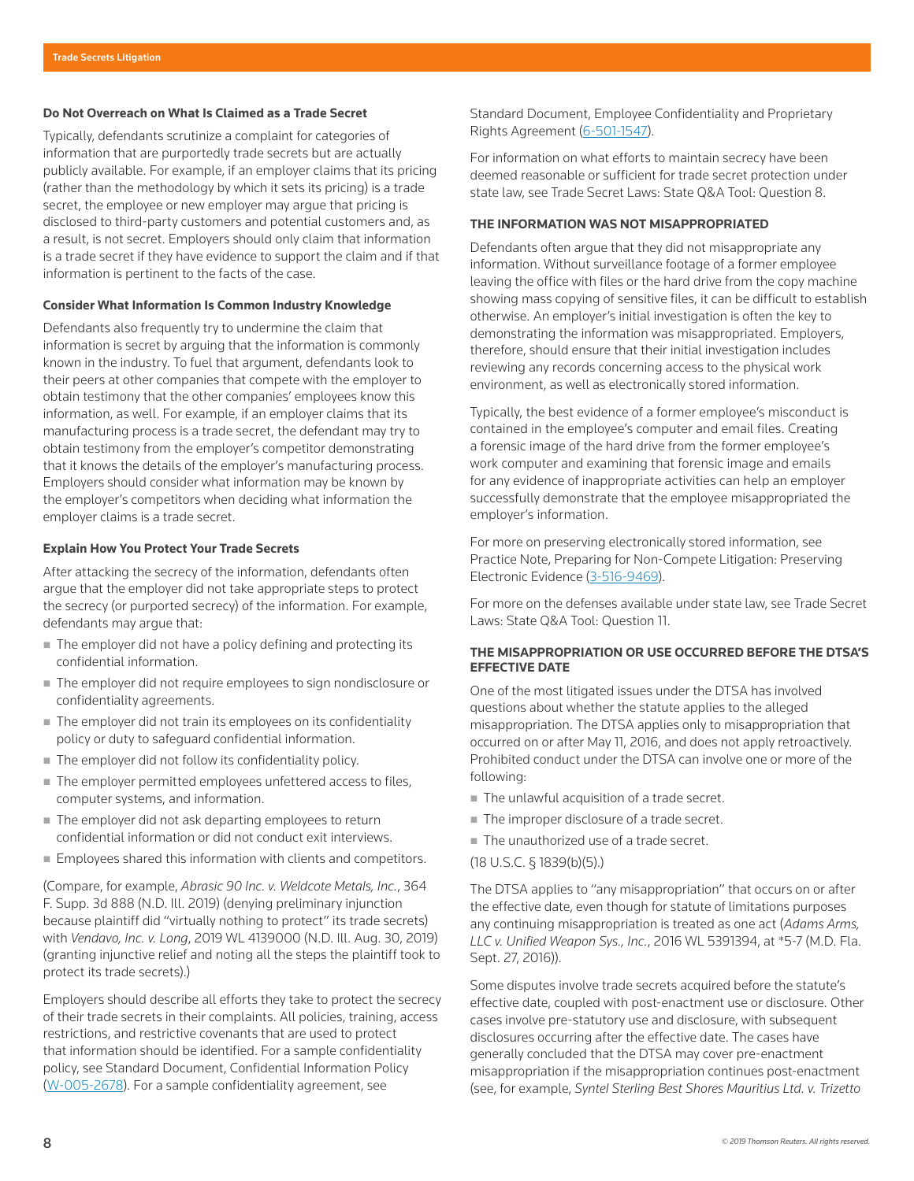#### Do Not Overreach on What Is Claimed as a Trade Secret

Typically, defendants scrutinize a complaint for categories of information that are purportedly trade secrets but are actually publicly available. For example, if an employer claims that its pricing (rather than the methodology by which it sets its pricing) is a trade secret, the employee or new employer may argue that pricing is disclosed to third-party customers and potential customers and, as a result, is not secret. Employers should only claim that information is a trade secret if they have evidence to support the claim and if that information is pertinent to the facts of the case.

#### Consider What Information Is Common Industry Knowledge

Defendants also frequently try to undermine the claim that information is secret by arguing that the information is commonly known in the industry. To fuel that argument, defendants look to their peers at other companies that compete with the employer to obtain testimony that the other companies' employees know this information, as well. For example, if an employer claims that its manufacturing process is a trade secret, the defendant may try to obtain testimony from the employer's competitor demonstrating that it knows the details of the employer's manufacturing process. Employers should consider what information may be known by the employer's competitors when deciding what information the employer claims is a trade secret.

#### Explain How You Protect Your Trade Secrets

After attacking the secrecy of the information, defendants often argue that the employer did not take appropriate steps to protect the secrecy (or purported secrecy) of the information. For example, defendants may argue that:

- The employer did not have a policy defining and protecting its confidential information.
- The employer did not require employees to sign nondisclosure or confidentiality agreements.
- The employer did not train its employees on its confidentiality policy or duty to safeguard confidential information.
- The employer did not follow its confidentiality policy.
- The employer permitted employees unfettered access to files, computer systems, and information.
- The employer did not ask departing employees to return confidential information or did not conduct exit interviews.
- Employees shared this information with clients and competitors.

(Compare, for example, *Abrasic 90 Inc. v. Weldcote Metals, Inc.*, 364 F. Supp. 3d 888 (N.D. Ill. 2019) (denying preliminary injunction because plaintiff did "virtually nothing to protect" its trade secrets) with *Vendavo, Inc. v. Long*, 2019 WL 4139000 (N.D. Ill. Aug. 30, 2019) (granting injunctive relief and noting all the steps the plaintiff took to protect its trade secrets).)

Employers should describe all efforts they take to protect the secrecy of their trade secrets in their complaints. All policies, training, access restrictions, and restrictive covenants that are used to protect that information should be identified. For a sample confidentiality policy, see Standard Document, Confidential Information Policy (W-005-2678). For a sample confidentiality agreement, see Standard Document, Employee Confidentiality and Proprietary Rights Agreement (6-501-1547).

For information on what efforts to maintain secrecy have been deemed reasonable or sufficient for trade secret protection under state law, see Trade Secret Laws: State Q&A Tool: Question 8.

### THE INFORMATION WAS NOT MISAPPROPRIATED

Defendants often argue that they did not misappropriate any information. Without surveillance footage of a former employee leaving the office with files or the hard drive from the copy machine showing mass copying of sensitive files, it can be difficult to establish otherwise. An employer's initial investigation is often the key to demonstrating the information was misappropriated. Employers, therefore, should ensure that their initial investigation includes reviewing any records concerning access to the physical work environment, as well as electronically stored information.

Typically, the best evidence of a former employee's misconduct is contained in the employee's computer and email files. Creating a forensic image of the hard drive from the former employee's work computer and examining that forensic image and emails for any evidence of inappropriate activities can help an employer successfully demonstrate that the employee misappropriated the employer's information.

For more on preserving electronically stored information, see Practice Note, Preparing for Non-Compete Litigation: Preserving Electronic Evidence (3-516-9469).

For more on the defenses available under state law, see Trade Secret Laws: State Q&A Tool: Question 11.

### THE MISAPPROPRIATION OR USE OCCURRED BEFORE THE DTSA'S EFFECTIVE DATE

One of the most litigated issues under the DTSA has involved questions about whether the statute applies to the alleged misappropriation. The DTSA applies only to misappropriation that occurred on or after May 11, 2016, and does not apply retroactively. Prohibited conduct under the DTSA can involve one or more of the following:

- The unlawful acquisition of a trade secret.
- The improper disclosure of a trade secret.
- The unauthorized use of a trade secret.

(18 U.S.C. § 1839(b)(5).)

The DTSA applies to "any misappropriation" that occurs on or after the effective date, even though for statute of limitations purposes any continuing misappropriation is treated as one act (*Adams Arms, LLC v. Unified Weapon Sys., Inc.*, 2016 WL 5391394, at *5-7 (M.D. Fla. Sept. 27, 2016)).

Some disputes involve trade secrets acquired before the statute's effective date, coupled with post-enactment use or disclosure. Other cases involve pre-statutory use and disclosure, with subsequent disclosures occurring after the effective date. The cases have generally concluded that the DTSA may cover pre-enactment misappropriation if the misappropriation continues post-enactment (see, for example, *Syntel Sterling Best Shores Mauritius Ltd. v. Trizetto*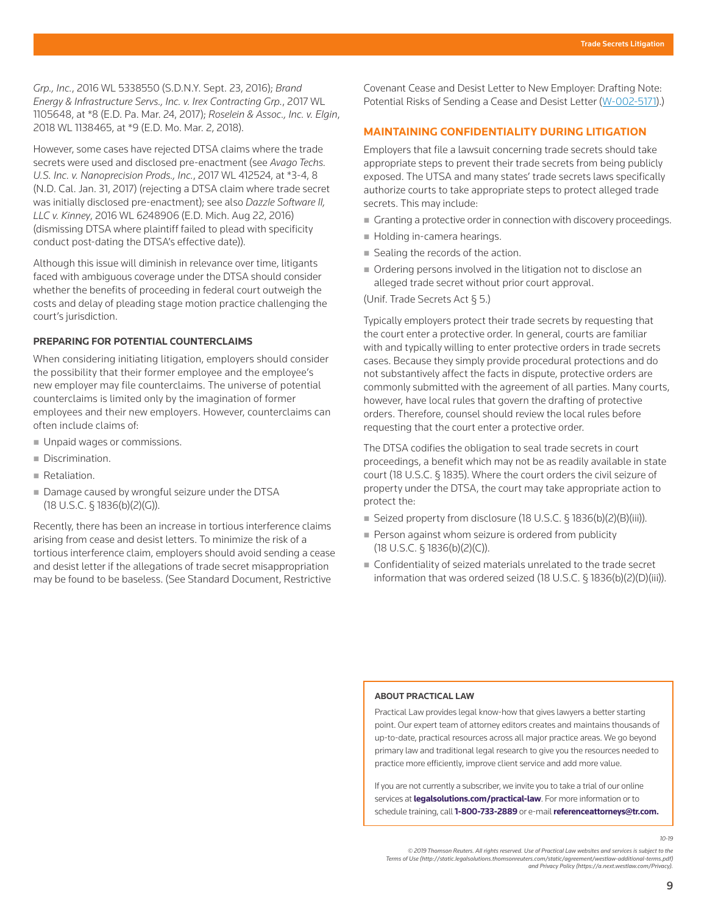*Grp., Inc.*, 2016 WL 5338550 (S.D.N.Y. Sept. 23, 2016); *Brand Energy & Infrastructure Servs., Inc. v. Irex Contracting Grp.*, 2017 WL 1105648, at *8 (E.D. Pa. Mar. 24, 2017); *Roselein & Assoc., Inc. v. Elgin*, 2018 WL 1138465, at *9 (E.D. Mo. Mar. 2, 2018).

However, some cases have rejected DTSA claims where the trade secrets were used and disclosed pre-enactment (see *Avago Techs. U.S. Inc. v. Nanoprecision Prods., Inc.*, 2017 WL 412524, at *3-4, 8 (N.D. Cal. Jan. 31, 2017) (rejecting a DTSA claim where trade secret was initially disclosed pre-enactment); see also *Dazzle Software II, LLC v. Kinney*, 2016 WL 6248906 (E.D. Mich. Aug 22, 2016) (dismissing DTSA where plaintiff failed to plead with specificity conduct post-dating the DTSA's effective date)).

Although this issue will diminish in relevance over time, litigants faced with ambiguous coverage under the DTSA should consider whether the benefits of proceeding in federal court outweigh the costs and delay of pleading stage motion practice challenging the court's jurisdiction.

### PREPARING FOR POTENTIAL COUNTERCLAIMS

When considering initiating litigation, employers should consider the possibility that their former employee and the employee's new employer may file counterclaims. The universe of potential counterclaims is limited only by the imagination of former employees and their new employers. However, counterclaims can often include claims of:

- Unpaid wages or commissions.
- Discrimination.
- Retaliation.
- Damage caused by wrongful seizure under the DTSA (18 U.S.C. § 1836(b)(2)(G)).

Recently, there has been an increase in tortious interference claims arising from cease and desist letters. To minimize the risk of a tortious interference claim, employers should avoid sending a cease and desist letter if the allegations of trade secret misappropriation may be found to be baseless. (See Standard Document, Restrictive Covenant Cease and Desist Letter to New Employer: Drafting Note: Potential Risks of Sending a Cease and Desist Letter (W-002-5171).)

## MAINTAINING CONFIDENTIALITY DURING LITIGATION

Employers that file a lawsuit concerning trade secrets should take appropriate steps to prevent their trade secrets from being publicly exposed. The UTSA and many states' trade secrets laws specifically authorize courts to take appropriate steps to protect alleged trade secrets. This may include:

- Granting a protective order in connection with discovery proceedings.
- Holding in-camera hearings.
- Sealing the records of the action.
- Ordering persons involved in the litigation not to disclose an alleged trade secret without prior court approval.

(Unif. Trade Secrets Act § 5.)

Typically employers protect their trade secrets by requesting that the court enter a protective order. In general, courts are familiar with and typically willing to enter protective orders in trade secrets cases. Because they simply provide procedural protections and do not substantively affect the facts in dispute, protective orders are commonly submitted with the agreement of all parties. Many courts, however, have local rules that govern the drafting of protective orders. Therefore, counsel should review the local rules before requesting that the court enter a protective order.

The DTSA codifies the obligation to seal trade secrets in court proceedings, a benefit which may not be as readily available in state court (18 U.S.C. § 1835). Where the court orders the civil seizure of property under the DTSA, the court may take appropriate action to protect the:

- Seized property from disclosure (18 U.S.C. § 1836(b)(2)(B)(iii)).
- Person against whom seizure is ordered from publicity (18 U.S.C. § 1836(b)(2)(C)).
- Confidentiality of seized materials unrelated to the trade secret information that was ordered seized (18 U.S.C. § 1836(b)(2)(D)(iii)).

### ABOUT PRACTICAL LAW

Practical Law provides legal know-how that gives lawyers a better starting point. Our expert team of attorney editors creates and maintains thousands of up-to-date, practical resources across all major practice areas. We go beyond primary law and traditional legal research to give you the resources needed to practice more efficiently, improve client service and add more value.

If you are not currently a subscriber, we invite you to take a trial of our online services at **legalsolutions.com/practical-law**. For more information or to schedule training, call **1-800-733-2889** or e-mail **referenceattorneys@tr.com.**

10-19

*© 2019 Thomson Reuters. All rights reserved. Use of Practical Law websites and services is subject to the Terms of Use (http://static.legalsolutions.thomsonreuters.com/static/agreement/westlaw-additional-terms.pdf) and Privacy Policy (https://a.next.westlaw.com/Privacy).*